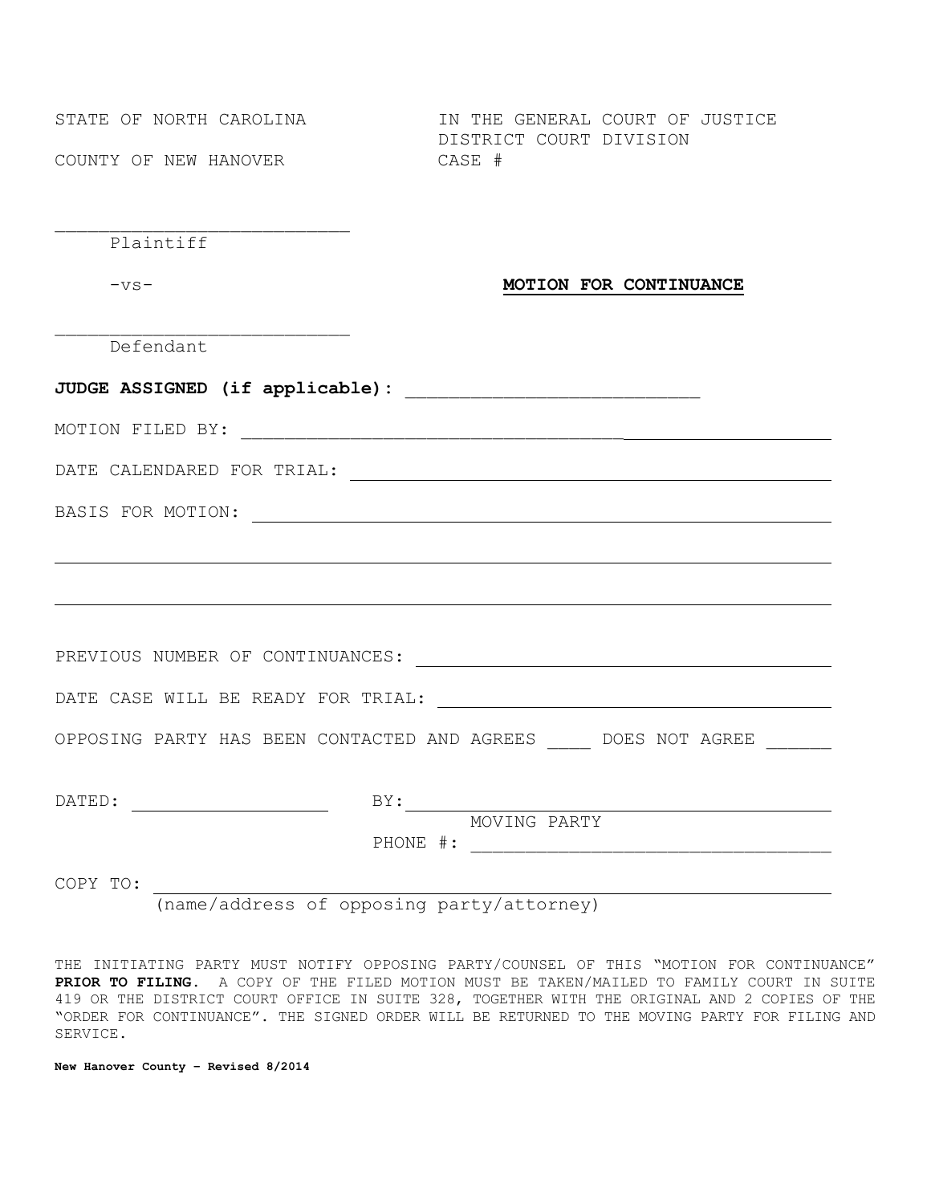STATE OF NORTH CAROLINA

COUNTY OF NEW HANOVER

IN THE GENERAL COURT OF JUSTICE
DISTRICT COURT DIVISION
CASE #

___________________________
Plaintiff

-vs-

___________________________
Defendant

**MOTION FOR CONTINUANCE**

**JUDGE ASSIGNED (if applicable):** ___________________________

MOTION FILED BY: ___________________________

DATE CALENDARED FOR TRIAL: ___________________________

BASIS FOR MOTION: ___________________________

___________________________

___________________________

PREVIOUS NUMBER OF CONTINUANCES: ___________________________

DATE CASE WILL BE READY FOR TRIAL: ___________________________

OPPOSING PARTY HAS BEEN CONTACTED AND AGREES ____ DOES NOT AGREE ______

DATED: ___________________ BY: ___________________________
MOVING PARTY
PHONE #: ___________________________

COPY TO: ___________________________
(name/address of opposing party/attorney)

THE INITIATING PARTY MUST NOTIFY OPPOSING PARTY/COUNSEL OF THIS "MOTION FOR CONTINUANCE" **PRIOR TO FILING**. A COPY OF THE FILED MOTION MUST BE TAKEN/MAILED TO FAMILY COURT IN SUITE 419 OR THE DISTRICT COURT OFFICE IN SUITE 328, TOGETHER WITH THE ORIGINAL AND 2 COPIES OF THE "ORDER FOR CONTINUANCE". THE SIGNED ORDER WILL BE RETURNED TO THE MOVING PARTY FOR FILING AND SERVICE.

**New Hanover County – Revised 8/2014**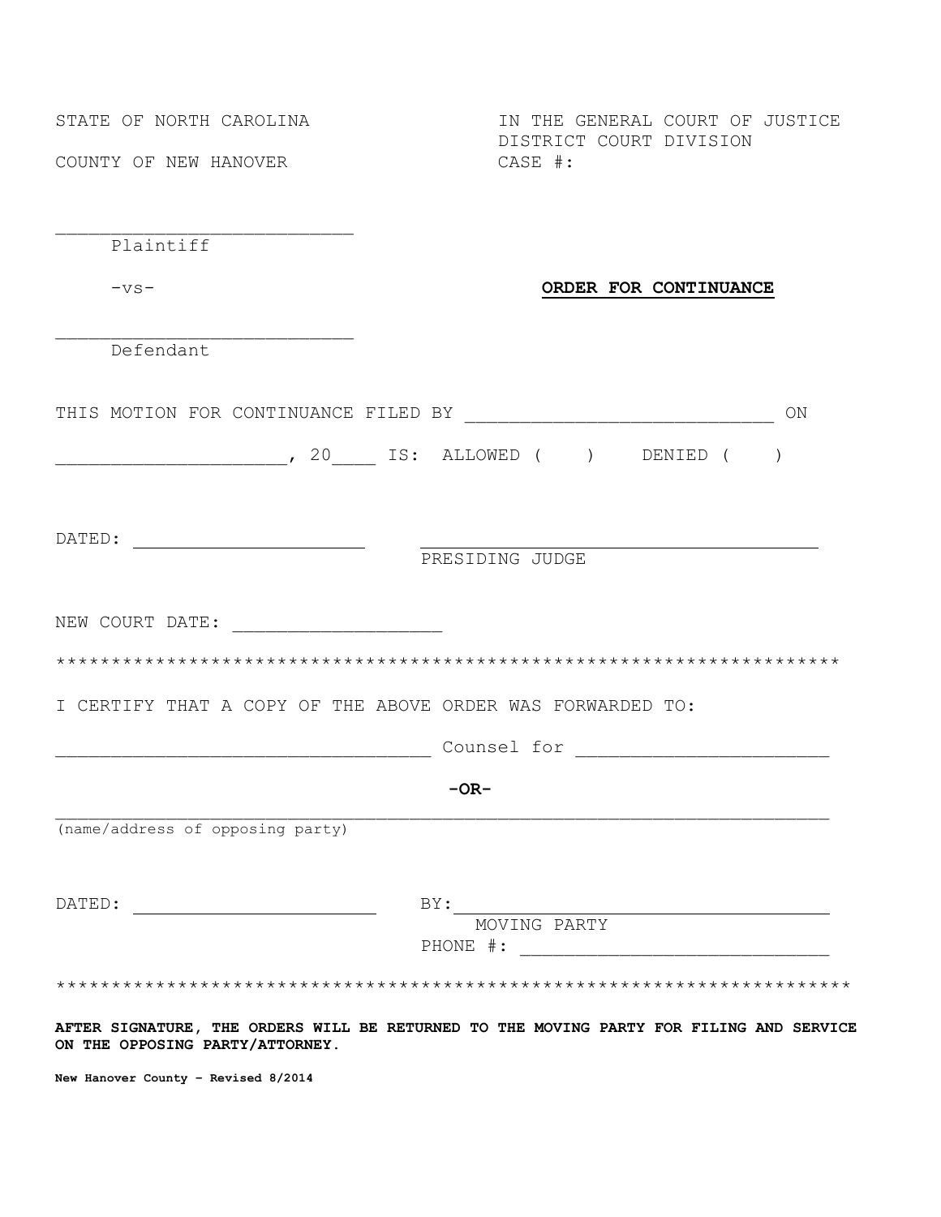STATE OF NORTH CAROLINA

COUNTY OF NEW HANOVER

IN THE GENERAL COURT OF JUSTICE
DISTRICT COURT DIVISION
CASE #:

___________________________
Plaintiff

-vs-

___________________________
Defendant

**ORDER FOR CONTINUANCE**

THIS MOTION FOR CONTINUANCE FILED BY ____________________________ ON

_____________________, 20____ IS: ALLOWED ( ) DENIED ( )

DATED: _____________________ _____________________________________
PRESIDING JUDGE

NEW COURT DATE: ___________________

*************************************************************************

I CERTIFY THAT A COPY OF THE ABOVE ORDER WAS FORWARDED TO:

__________________________________ Counsel for _______________________

**-OR-**

______________________________________________________________________
(name/address of opposing party)

DATED: _____________________ BY: _________________________________
MOVING PARTY
PHONE #: _____________________________

*************************************************************************

**AFTER SIGNATURE, THE ORDERS WILL BE RETURNED TO THE MOVING PARTY FOR FILING AND SERVICE ON THE OPPOSING PARTY/ATTORNEY.**

**New Hanover County – Revised 8/2014**